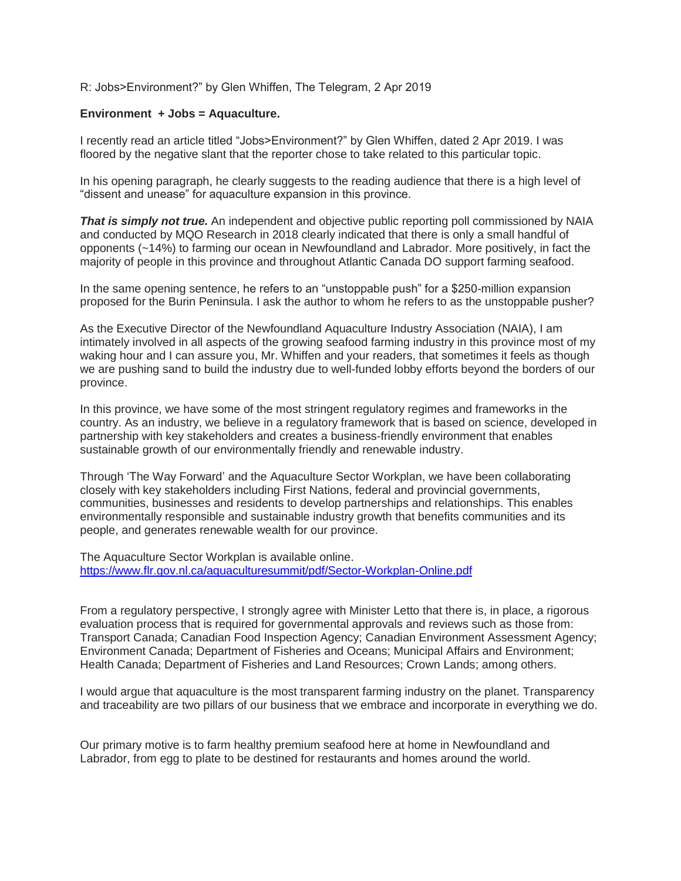R: Jobs>Environment?" by Glen Whiffen, The Telegram, 2 Apr 2019

**Environment + Jobs = Aquaculture.**

I recently read an article titled "Jobs>Environment?" by Glen Whiffen, dated 2 Apr 2019. I was floored by the negative slant that the reporter chose to take related to this particular topic.

In his opening paragraph, he clearly suggests to the reading audience that there is a high level of "dissent and unease" for aquaculture expansion in this province.

***That is simply not true.*** An independent and objective public reporting poll commissioned by NAIA and conducted by MQO Research in 2018 clearly indicated that there is only a small handful of opponents (~14%) to farming our ocean in Newfoundland and Labrador. More positively, in fact the majority of people in this province and throughout Atlantic Canada DO support farming seafood.

In the same opening sentence, he refers to an "unstoppable push" for a $250-million expansion proposed for the Burin Peninsula. I ask the author to whom he refers to as the unstoppable pusher?

As the Executive Director of the Newfoundland Aquaculture Industry Association (NAIA), I am intimately involved in all aspects of the growing seafood farming industry in this province most of my waking hour and I can assure you, Mr. Whiffen and your readers, that sometimes it feels as though we are pushing sand to build the industry due to well-funded lobby efforts beyond the borders of our province.

In this province, we have some of the most stringent regulatory regimes and frameworks in the country. As an industry, we believe in a regulatory framework that is based on science, developed in partnership with key stakeholders and creates a business-friendly environment that enables sustainable growth of our environmentally friendly and renewable industry.

Through 'The Way Forward' and the Aquaculture Sector Workplan, we have been collaborating closely with key stakeholders including First Nations, federal and provincial governments, communities, businesses and residents to develop partnerships and relationships. This enables environmentally responsible and sustainable industry growth that benefits communities and its people, and generates renewable wealth for our province.

The Aquaculture Sector Workplan is available online.
[https://www.flr.gov.nl.ca/aquaculturesummit/pdf/Sector-Workplan-Online.pdf](https://www.flr.gov.nl.ca/aquaculturesummit/pdf/Sector-Workplan-Online.pdf)

From a regulatory perspective, I strongly agree with Minister Letto that there is, in place, a rigorous evaluation process that is required for governmental approvals and reviews such as those from: Transport Canada; Canadian Food Inspection Agency; Canadian Environment Assessment Agency; Environment Canada; Department of Fisheries and Oceans; Municipal Affairs and Environment; Health Canada; Department of Fisheries and Land Resources; Crown Lands; among others.

I would argue that aquaculture is the most transparent farming industry on the planet. Transparency and traceability are two pillars of our business that we embrace and incorporate in everything we do.

Our primary motive is to farm healthy premium seafood here at home in Newfoundland and Labrador, from egg to plate to be destined for restaurants and homes around the world.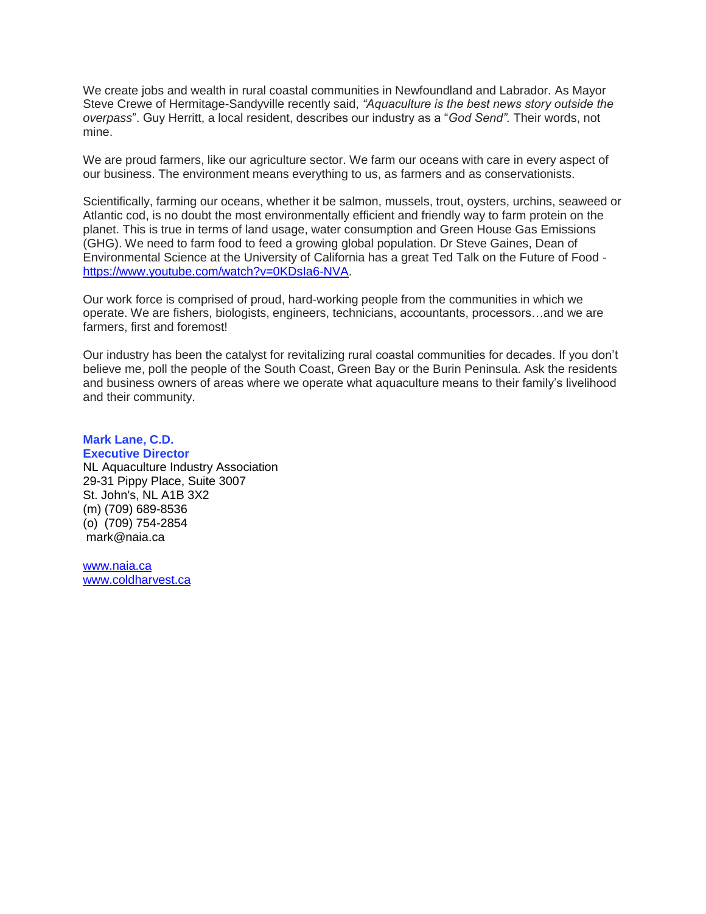We create jobs and wealth in rural coastal communities in Newfoundland and Labrador. As Mayor Steve Crewe of Hermitage-Sandyville recently said, *"Aquaculture is the best news story outside the overpass*". Guy Herritt, a local resident, describes our industry as a "*God Send".* Their words, not mine.

We are proud farmers, like our agriculture sector. We farm our oceans with care in every aspect of our business. The environment means everything to us, as farmers and as conservationists.

Scientifically, farming our oceans, whether it be salmon, mussels, trout, oysters, urchins, seaweed or Atlantic cod, is no doubt the most environmentally efficient and friendly way to farm protein on the planet. This is true in terms of land usage, water consumption and Green House Gas Emissions (GHG). We need to farm food to feed a growing global population. Dr Steve Gaines, Dean of Environmental Science at the University of California has a great Ted Talk on the Future of Food - https://www.youtube.com/watch?v=0KDsIa6-NVA.

Our work force is comprised of proud, hard-working people from the communities in which we operate. We are fishers, biologists, engineers, technicians, accountants, processors…and we are farmers, first and foremost!

Our industry has been the catalyst for revitalizing rural coastal communities for decades. If you don't believe me, poll the people of the South Coast, Green Bay or the Burin Peninsula. Ask the residents and business owners of areas where we operate what aquaculture means to their family's livelihood and their community.

**Mark Lane, C.D.**
**Executive Director**
NL Aquaculture Industry Association
29-31 Pippy Place, Suite 3007
St. John's, NL A1B 3X2
(m) (709) 689-8536
(o) (709) 754-2854
mark@naia.ca

www.naia.ca
www.coldharvest.ca